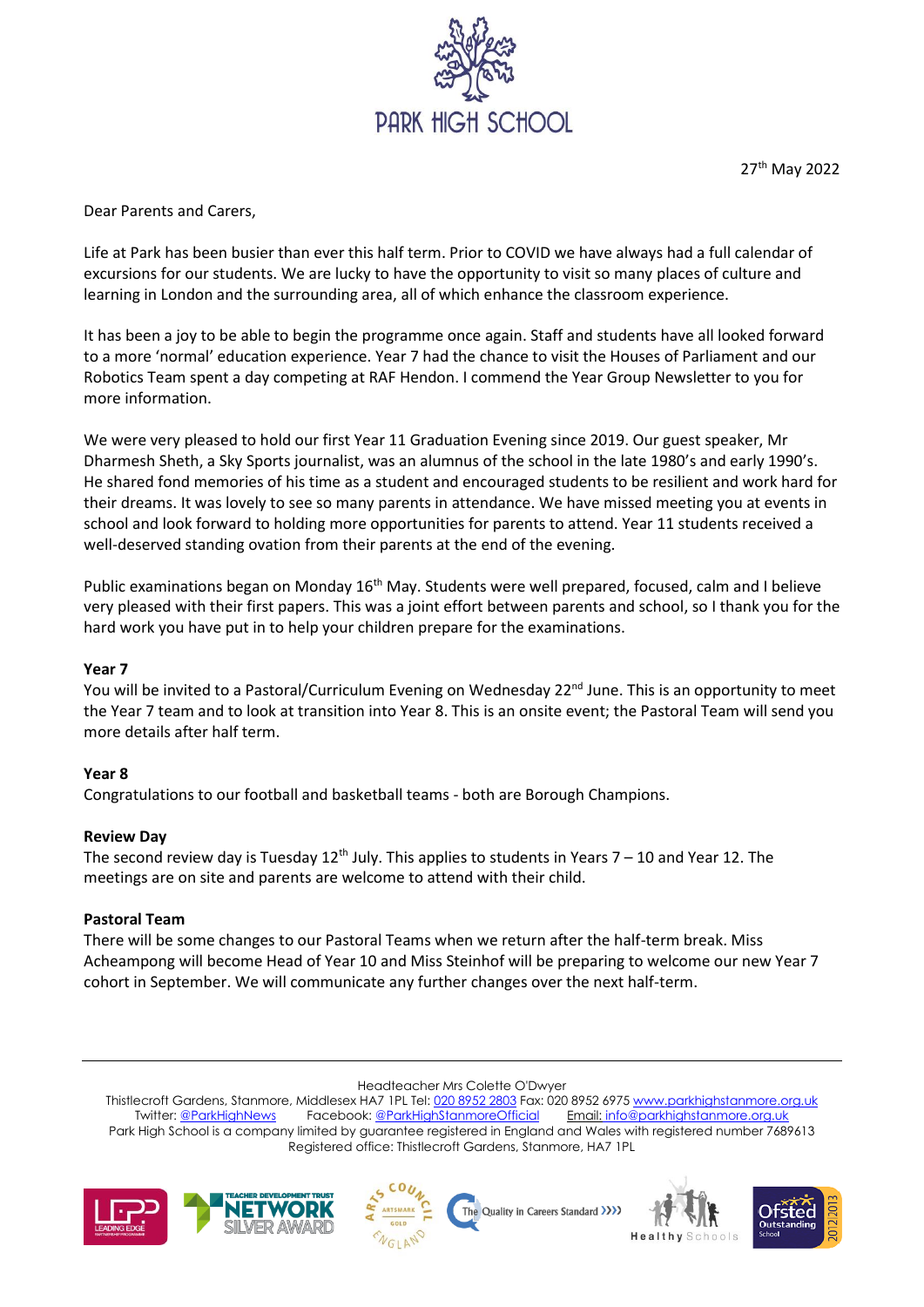PARK HIGH SCHOOL

27th May 2022

Dear Parents and Carers,

Life at Park has been busier than ever this half term. Prior to COVID we have always had a full calendar of excursions for our students. We are lucky to have the opportunity to visit so many places of culture and learning in London and the surrounding area, all of which enhance the classroom experience.

It has been a joy to be able to begin the programme once again. Staff and students have all looked forward to a more 'normal' education experience. Year 7 had the chance to visit the Houses of Parliament and our Robotics Team spent a day competing at RAF Hendon. I commend the Year Group Newsletter to you for more information.

We were very pleased to hold our first Year 11 Graduation Evening since 2019. Our guest speaker, Mr Dharmesh Sheth, a Sky Sports journalist, was an alumnus of the school in the late 1980's and early 1990's. He shared fond memories of his time as a student and encouraged students to be resilient and work hard for their dreams. It was lovely to see so many parents in attendance. We have missed meeting you at events in school and look forward to holding more opportunities for parents to attend. Year 11 students received a well-deserved standing ovation from their parents at the end of the evening.

Public examinations began on Monday 16th May. Students were well prepared, focused, calm and I believe very pleased with their first papers. This was a joint effort between parents and school, so I thank you for the hard work you have put in to help your children prepare for the examinations.

**Year 7**

You will be invited to a Pastoral/Curriculum Evening on Wednesday 22nd June. This is an opportunity to meet the Year 7 team and to look at transition into Year 8. This is an onsite event; the Pastoral Team will send you more details after half term.

**Year 8**

Congratulations to our football and basketball teams - both are Borough Champions.

**Review Day**

The second review day is Tuesday 12th July. This applies to students in Years 7 – 10 and Year 12. The meetings are on site and parents are welcome to attend with their child.

**Pastoral Team**

There will be some changes to our Pastoral Teams when we return after the half-term break. Miss Acheampong will become Head of Year 10 and Miss Steinhof will be preparing to welcome our new Year 7 cohort in September. We will communicate any further changes over the next half-term.

---

Headteacher Mrs Colette O'Dwyer
Thistlecroft Gardens, Stanmore, Middlesex HA7 1PL Tel: 020 8952 2803 Fax: 020 8952 6975 www.parkhighstanmore.org.uk
Twitter: @ParkHighNews Facebook: @ParkHighStanmoreOfficial Email: info@parkhighstanmore.org.uk
Park High School is a company limited by guarantee registered in England and Wales with registered number 7689613
Registered office: Thistlecroft Gardens, Stanmore, HA7 1PL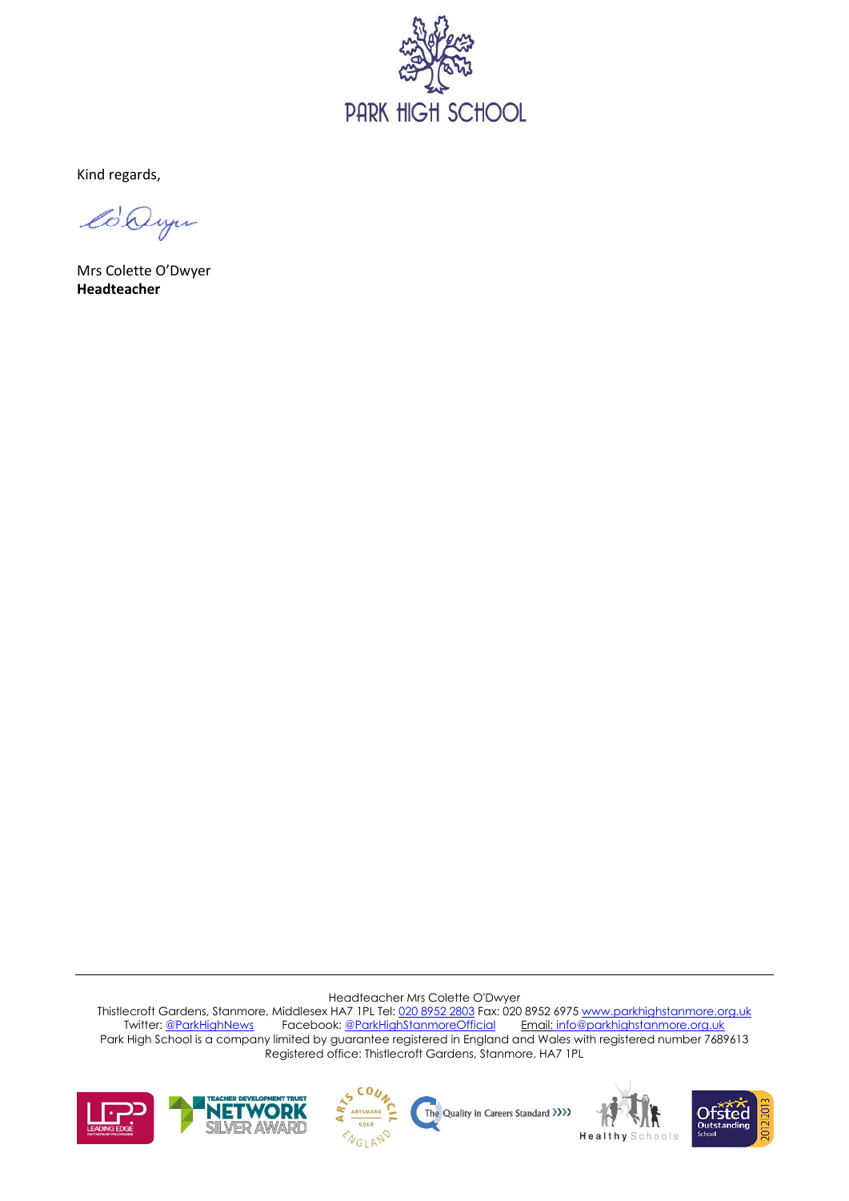Kind regards,

Mrs Colette O'Dwyer
**Headteacher**

Headteacher Mrs Colette O'Dwyer
Thistlecroft Gardens, Stanmore, Middlesex HA7 1PL Tel: 020 8952 2803 Fax: 020 8952 6975 www.parkhighstanmore.org.uk
Twitter: @ParkHighNews Facebook: @ParkHighStanmoreOfficial Email: info@parkhighstanmore.org.uk
Park High School is a company limited by guarantee registered in England and Wales with registered number 7689613
Registered office: Thistlecroft Gardens, Stanmore, HA7 1PL